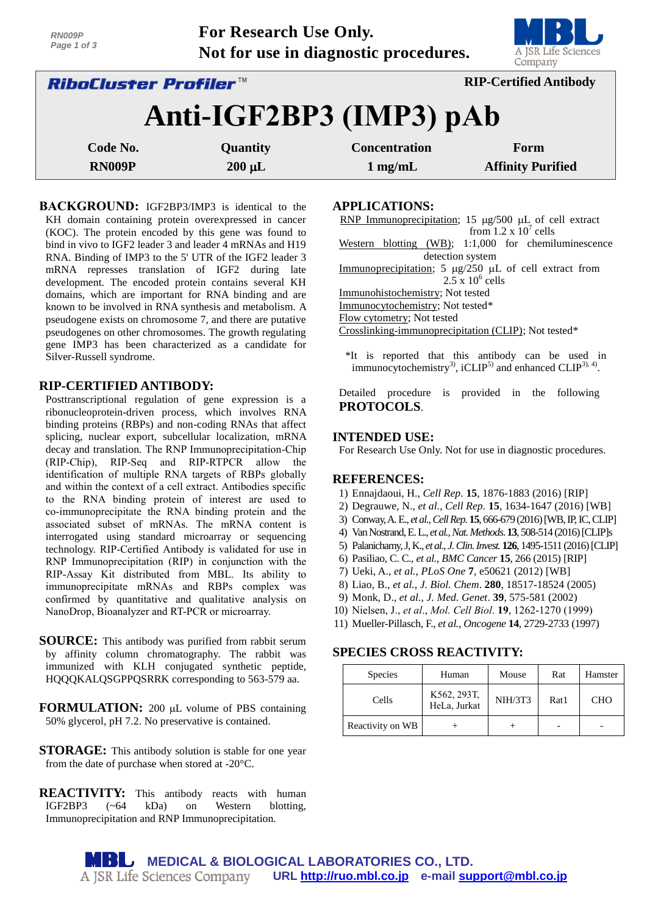For Research Use Only.
Not for use in diagnostic procedures.

**RiboCluster Profiler™** — **RIP-Certified Antibody**

# Anti-IGF2BP3 (IMP3) pAb

| Code No. | Quantity | Concentration | Form |
|---|---|---|---|
| RN009P | 200 µL | 1 mg/mL | Affinity Purified |

**BACKGROUND:** IGF2BP3/IMP3 is identical to the KH domain containing protein overexpressed in cancer (KOC). The protein encoded by this gene was found to bind in vivo to IGF2 leader 3 and leader 4 mRNAs and H19 RNA. Binding of IMP3 to the 5' UTR of the IGF2 leader 3 mRNA represses translation of IGF2 during late development. The encoded protein contains several KH domains, which are important for RNA binding and are known to be involved in RNA synthesis and metabolism. A pseudogene exists on chromosome 7, and there are putative pseudogenes on other chromosomes. The growth regulating gene IMP3 has been characterized as a candidate for Silver-Russell syndrome.

**RIP-CERTIFIED ANTIBODY:** Posttranscriptional regulation of gene expression is a ribonucleoprotein-driven process, which involves RNA binding proteins (RBPs) and non-coding RNAs that affect splicing, nuclear export, subcellular localization, mRNA decay and translation. The RNP Immunoprecipitation-Chip (RIP-Chip), RIP-Seq and RIP-RTPCR allow the identification of multiple RNA targets of RBPs globally and within the context of a cell extract. Antibodies specific to the RNA binding protein of interest are used to co-immunoprecipitate the RNA binding protein and the associated subset of mRNAs. The mRNA content is interrogated using standard microarray or sequencing technology. RIP-Certified Antibody is validated for use in RNP Immunoprecipitation (RIP) in conjunction with the RIP-Assay Kit distributed from MBL. Its ability to immunoprecipitate mRNAs and RBPs complex was confirmed by quantitative and qualitative analysis on NanoDrop, Bioanalyzer and RT-PCR or microarray.

**SOURCE:** This antibody was purified from rabbit serum by affinity column chromatography. The rabbit was immunized with KLH conjugated synthetic peptide, HQQQKALQSGPPQSRRK corresponding to 563-579 aa.

**FORMULATION:** 200 µL volume of PBS containing 50% glycerol, pH 7.2. No preservative is contained.

**STORAGE:** This antibody solution is stable for one year from the date of purchase when stored at -20°C.

**REACTIVITY:** This antibody reacts with human IGF2BP3 (~64 kDa) on Western blotting, Immunoprecipitation and RNP Immunoprecipitation.

**APPLICATIONS:**

RNP Immunoprecipitation; 15 µg/500 µL of cell extract from $1.2 \times 10^7$ cells
Western blotting (WB); 1:1,000 for chemiluminescence detection system
Immunoprecipitation; 5 µg/250 µL of cell extract from $2.5 \times 10^6$ cells
Immunohistochemistry; Not tested
Immunocytochemistry; Not tested*
Flow cytometry; Not tested
Crosslinking-immunoprecipitation (CLIP); Not tested*

*It is reported that this antibody can be used in immunocytochemistry[3], iCLIP[5] and enhanced CLIP[3, 4].

Detailed procedure is provided in the following **PROTOCOLS**.

**INTENDED USE:**
For Research Use Only. Not for use in diagnostic procedures.

**REFERENCES:**

1) Ennajdaoui, H., *Cell Rep*. **15**, 1876-1883 (2016) [RIP]
2) Degrauwe, N., *et al.*, *Cell Rep*. **15**, 1634-1647 (2016) [WB]
3) Conway, A. E., *et al.*, *Cell Rep*. **15**, 666-679 (2016) [WB, IP, IC, CLIP]
4) Van Nostrand, E. L., *et al.*, *Nat. Methods*. **13**, 508-514 (2016) [CLIP]s
5) Palanichamy, J, K., *et al.*, *J. Clin. Invest.* **126**, 1495-1511 (2016) [CLIP]
6) Pasiliao, C. C., *et al.*, *BMC Cancer* **15**, 266 (2015) [RIP]
7) Ueki, A., *et al.*, *PLoS One* **7**, e50621 (2012) [WB]
8) Liao, B., *et al.*, *J. Biol. Chem*. **280**, 18517-18524 (2005)
9) Monk, D., *et al.*, *J. Med. Genet*. **39**, 575-581 (2002)
10) Nielsen, J., *et al.*, *Mol. Cell Biol*. **19**, 1262-1270 (1999)
11) Mueller-Pillasch, F., *et al.*, *Oncogene* **14**, 2729-2733 (1997)

**SPECIES CROSS REACTIVITY:**

| Species | Human | Mouse | Rat | Hamster |
|---|---|---|---|---|
| Cells | K562, 293T, HeLa, Jurkat | NIH/3T3 | Rat1 | CHO |
| Reactivity on WB | + | + | - | - |

MEDICAL & BIOLOGICAL LABORATORIES CO., LTD.
A JSR Life Sciences Company
URL http://ruo.mbl.co.jp e-mail support@mbl.co.jp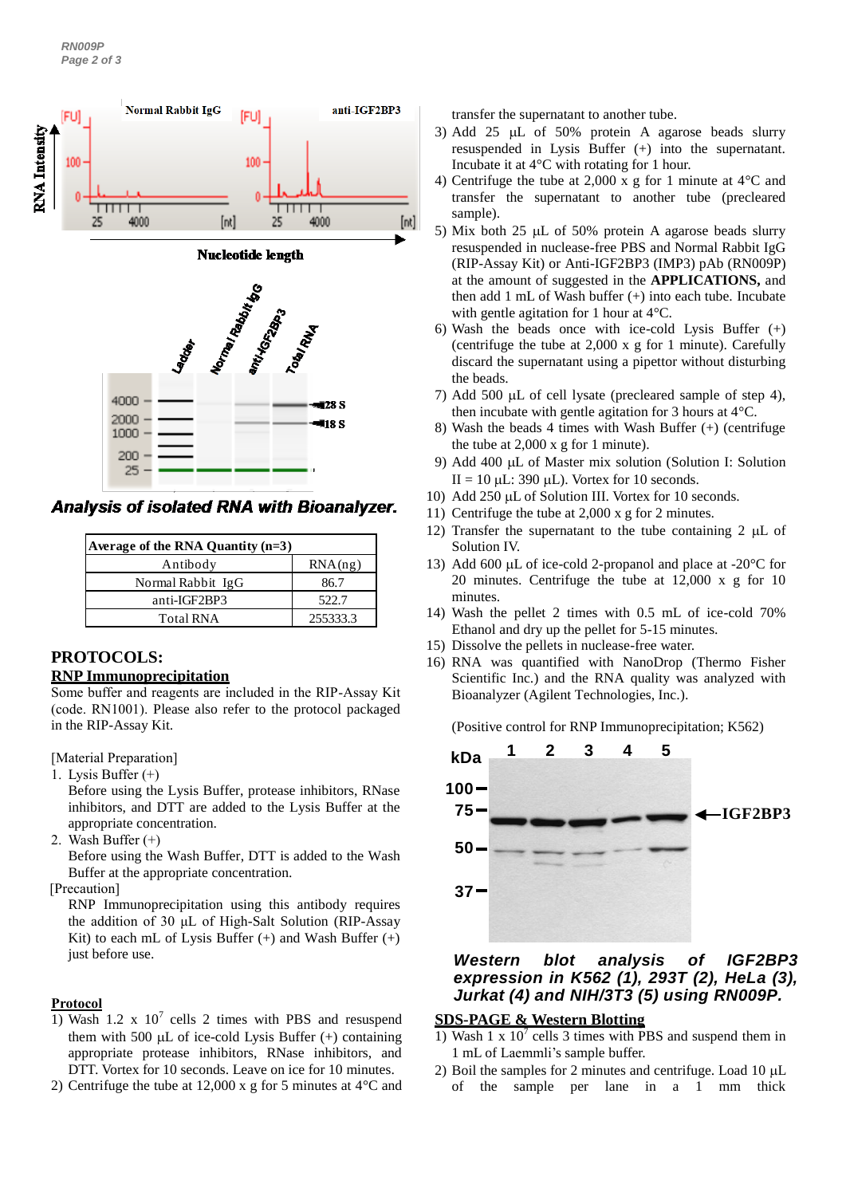*Analysis of isolated RNA with Bioanalyzer.*

| Average of the RNA Quantity (n=3) | |
|---|---|
| Antibody | RNA (ng) |
| Normal Rabbit IgG | 86.7 |
| anti-IGF2BP3 | 522.7 |
| Total RNA | 255333.3 |

## PROTOCOLS:

### RNP Immunoprecipitation

Some buffer and reagents are included in the RIP-Assay Kit (code. RN1001). Please also refer to the protocol packaged in the RIP-Assay Kit.

[Material Preparation]

1. Lysis Buffer (+)

   Before using the Lysis Buffer, protease inhibitors, RNase inhibitors, and DTT are added to the Lysis Buffer at the appropriate concentration.

2. Wash Buffer (+)

   Before using the Wash Buffer, DTT is added to the Wash Buffer at the appropriate concentration.

[Precaution]

RNP Immunoprecipitation using this antibody requires the addition of 30 µL of High-Salt Solution (RIP-Assay Kit) to each mL of Lysis Buffer (+) and Wash Buffer (+) just before use.

**Protocol**

1) Wash 1.2 x $10^7$ cells 2 times with PBS and resuspend them with 500 µL of ice-cold Lysis Buffer (+) containing appropriate protease inhibitors, RNase inhibitors, and DTT. Vortex for 10 seconds. Leave on ice for 10 minutes.
2) Centrifuge the tube at 12,000 x g for 5 minutes at 4°C and transfer the supernatant to another tube.
3) Add 25 µL of 50% protein A agarose beads slurry resuspended in Lysis Buffer (+) into the supernatant. Incubate it at 4°C with rotating for 1 hour.
4) Centrifuge the tube at 2,000 x g for 1 minute at 4°C and transfer the supernatant to another tube (precleared sample).
5) Mix both 25 µL of 50% protein A agarose beads slurry resuspended in nuclease-free PBS and Normal Rabbit IgG (RIP-Assay Kit) or Anti-IGF2BP3 (IMP3) pAb (RN009P) at the amount of suggested in the **APPLICATIONS,** and then add 1 mL of Wash buffer (+) into each tube. Incubate with gentle agitation for 1 hour at 4°C.
6) Wash the beads once with ice-cold Lysis Buffer (+) (centrifuge the tube at 2,000 x g for 1 minute). Carefully discard the supernatant using a pipettor without disturbing the beads.
7) Add 500 µL of cell lysate (precleared sample of step 4), then incubate with gentle agitation for 3 hours at 4°C.
8) Wash the beads 4 times with Wash Buffer (+) (centrifuge the tube at 2,000 x g for 1 minute).
9) Add 400 µL of Master mix solution (Solution I: Solution II = 10 µL: 390 µL). Vortex for 10 seconds.
10) Add 250 µL of Solution III. Vortex for 10 seconds.
11) Centrifuge the tube at 2,000 x g for 2 minutes.
12) Transfer the supernatant to the tube containing 2 µL of Solution IV.
13) Add 600 µL of ice-cold 2-propanol and place at -20°C for 20 minutes. Centrifuge the tube at 12,000 x g for 10 minutes.
14) Wash the pellet 2 times with 0.5 mL of ice-cold 70% Ethanol and dry up the pellet for 5-15 minutes.
15) Dissolve the pellets in nuclease-free water.
16) RNA was quantified with NanoDrop (Thermo Fisher Scientific Inc.) and the RNA quality was analyzed with Bioanalyzer (Agilent Technologies, Inc.).

(Positive control for RNP Immunoprecipitation; K562)

***Western blot analysis of IGF2BP3 expression in K562 (1), 293T (2), HeLa (3), Jurkat (4) and NIH/3T3 (5) using RN009P.***

### SDS-PAGE & Western Blotting

1) Wash 1 x $10^7$ cells 3 times with PBS and suspend them in 1 mL of Laemmli's sample buffer.
2) Boil the samples for 2 minutes and centrifuge. Load 10 µL of the sample per lane in a 1 mm thick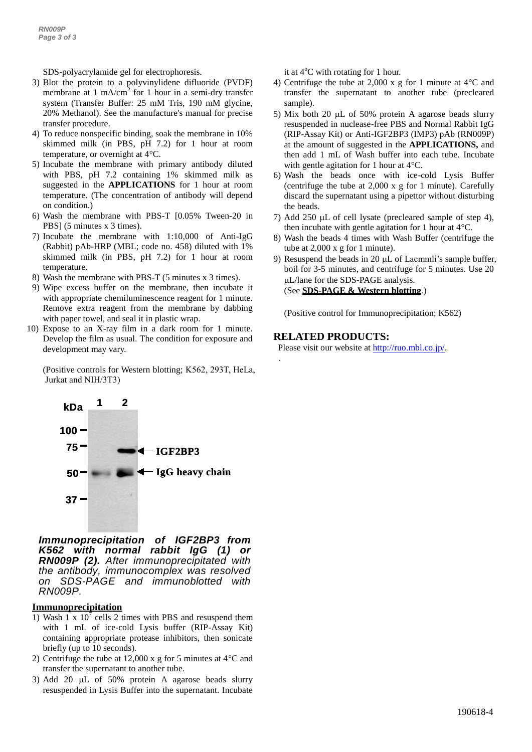SDS-polyacrylamide gel for electrophoresis.

3) Blot the protein to a polyvinylidene difluoride (PVDF) membrane at 1 mA/cm$^2$ for 1 hour in a semi-dry transfer system (Transfer Buffer: 25 mM Tris, 190 mM glycine, 20% Methanol). See the manufacture's manual for precise transfer procedure.
4) To reduce nonspecific binding, soak the membrane in 10% skimmed milk (in PBS, pH 7.2) for 1 hour at room temperature, or overnight at 4°C.
5) Incubate the membrane with primary antibody diluted with PBS, pH 7.2 containing 1% skimmed milk as suggested in the **APPLICATIONS** for 1 hour at room temperature. (The concentration of antibody will depend on condition.)
6) Wash the membrane with PBS-T [0.05% Tween-20 in PBS] (5 minutes x 3 times).
7) Incubate the membrane with 1:10,000 of Anti-IgG (Rabbit) pAb-HRP (MBL; code no. 458) diluted with 1% skimmed milk (in PBS, pH 7.2) for 1 hour at room temperature.
8) Wash the membrane with PBS-T (5 minutes x 3 times).
9) Wipe excess buffer on the membrane, then incubate it with appropriate chemiluminescence reagent for 1 minute. Remove extra reagent from the membrane by dabbing with paper towel, and seal it in plastic wrap.
10) Expose to an X-ray film in a dark room for 1 minute. Develop the film as usual. The condition for exposure and development may vary.

(Positive controls for Western blotting; K562, 293T, HeLa, Jurkat and NIH/3T3)

kDa 1 2
100
75
50
37
IGF2BP3
IgG heavy chain

***Immunoprecipitation of IGF2BP3 from K562 with normal rabbit IgG (1) or RN009P (2).*** *After immunoprecipitated with the antibody, immunocomplex was resolved on SDS-PAGE and immunoblotted with RN009P.*

## Immunoprecipitation

1) Wash 1 x 10$^7$ cells 2 times with PBS and resuspend them with 1 mL of ice-cold Lysis buffer (RIP-Assay Kit) containing appropriate protease inhibitors, then sonicate briefly (up to 10 seconds).
2) Centrifuge the tube at 12,000 x g for 5 minutes at 4°C and transfer the supernatant to another tube.
3) Add 20 μL of 50% protein A agarose beads slurry resuspended in Lysis Buffer into the supernatant. Incubate it at 4°C with rotating for 1 hour.
4) Centrifuge the tube at 2,000 x g for 1 minute at 4°C and transfer the supernatant to another tube (precleared sample).
5) Mix both 20 μL of 50% protein A agarose beads slurry resuspended in nuclease-free PBS and Normal Rabbit IgG (RIP-Assay Kit) or Anti-IGF2BP3 (IMP3) pAb (RN009P) at the amount of suggested in the **APPLICATIONS,** and then add 1 mL of Wash buffer into each tube. Incubate with gentle agitation for 1 hour at 4°C.
6) Wash the beads once with ice-cold Lysis Buffer (centrifuge the tube at 2,000 x g for 1 minute). Carefully discard the supernatant using a pipettor without disturbing the beads.
7) Add 250 μL of cell lysate (precleared sample of step 4), then incubate with gentle agitation for 1 hour at 4°C.
8) Wash the beads 4 times with Wash Buffer (centrifuge the tube at 2,000 x g for 1 minute).
9) Resuspend the beads in 20 μL of Laemmli's sample buffer, boil for 3-5 minutes, and centrifuge for 5 minutes. Use 20 μL/lane for the SDS-PAGE analysis.
(See **SDS-PAGE & Western blotting**.)

(Positive control for Immunoprecipitation; K562)

## RELATED PRODUCTS:

Please visit our website at http://ruo.mbl.co.jp/.

190618-4